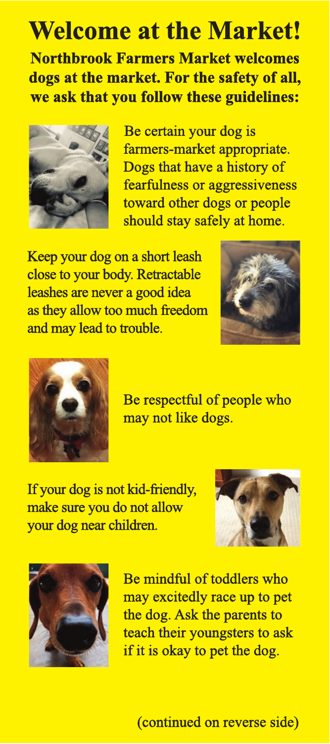# Welcome at the Market!

**Northbrook Farmers Market welcomes dogs at the market. For the safety of all, we ask that you follow these guidelines:**

Be certain your dog is farmers-market appropriate. Dogs that have a history of fearfulness or aggressiveness toward other dogs or people should stay safely at home.

Keep your dog on a short leash close to your body. Retractable leashes are never a good idea as they allow too much freedom and may lead to trouble.

Be respectful of people who may not like dogs.

If your dog is not kid-friendly, make sure you do not allow your dog near children.

Be mindful of toddlers who may excitedly race up to pet the dog. Ask the parents to teach their youngsters to ask if it is okay to pet the dog.

(continued on reverse side)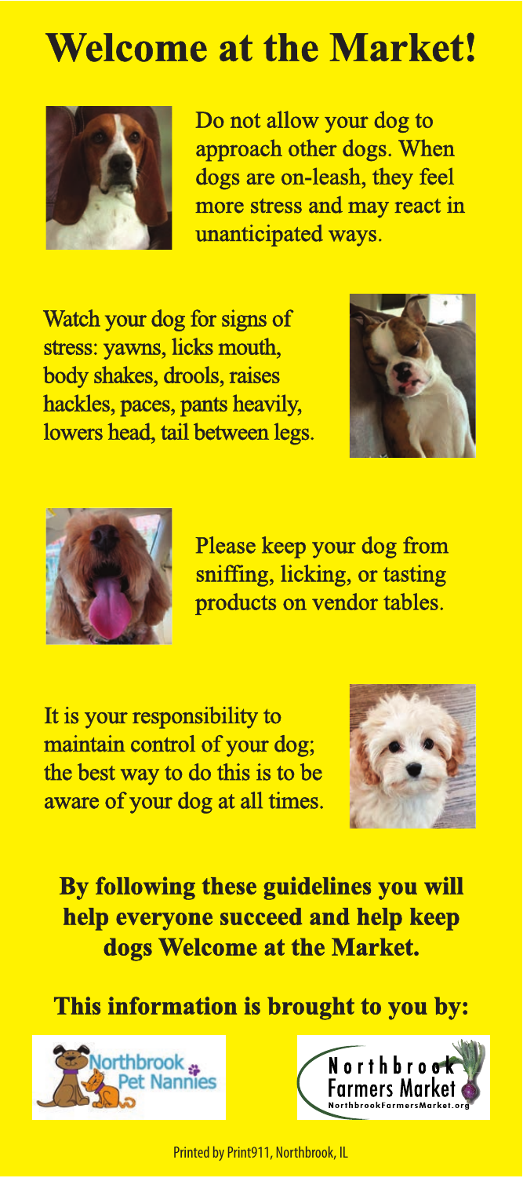# Welcome at the Market!

Do not allow your dog to approach other dogs. When dogs are on-leash, they feel more stress and may react in unanticipated ways.

Watch your dog for signs of stress: yawns, licks mouth, body shakes, drools, raises hackles, paces, pants heavily, lowers head, tail between legs.

Please keep your dog from sniffing, licking, or tasting products on vendor tables.

It is your responsibility to maintain control of your dog; the best way to do this is to be aware of your dog at all times.

**By following these guidelines you will help everyone succeed and help keep dogs Welcome at the Market.**

**This information is brought to you by:**

Northbrook Pet Nannies

Northbrook Farmers Market
NorthbrookFarmersMarket.org

Printed by Print911, Northbrook, IL